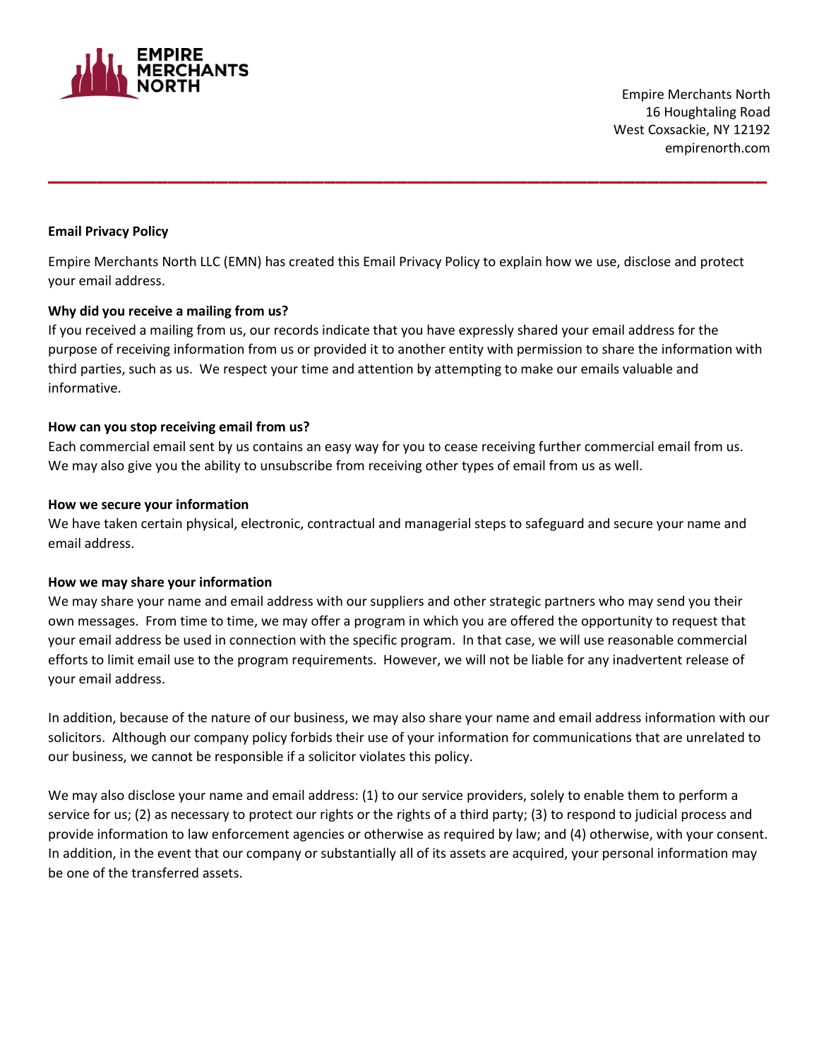Empire Merchants North
16 Houghtaling Road
West Coxsackie, NY 12192
empirenorth.com

---

**Email Privacy Policy**

Empire Merchants North LLC (EMN) has created this Email Privacy Policy to explain how we use, disclose and protect your email address.

**Why did you receive a mailing from us?**

If you received a mailing from us, our records indicate that you have expressly shared your email address for the purpose of receiving information from us or provided it to another entity with permission to share the information with third parties, such as us. We respect your time and attention by attempting to make our emails valuable and informative.

**How can you stop receiving email from us?**

Each commercial email sent by us contains an easy way for you to cease receiving further commercial email from us. We may also give you the ability to unsubscribe from receiving other types of email from us as well.

**How we secure your information**

We have taken certain physical, electronic, contractual and managerial steps to safeguard and secure your name and email address.

**How we may share your information**

We may share your name and email address with our suppliers and other strategic partners who may send you their own messages. From time to time, we may offer a program in which you are offered the opportunity to request that your email address be used in connection with the specific program. In that case, we will use reasonable commercial efforts to limit email use to the program requirements. However, we will not be liable for any inadvertent release of your email address.

In addition, because of the nature of our business, we may also share your name and email address information with our solicitors. Although our company policy forbids their use of your information for communications that are unrelated to our business, we cannot be responsible if a solicitor violates this policy.

We may also disclose your name and email address: (1) to our service providers, solely to enable them to perform a service for us; (2) as necessary to protect our rights or the rights of a third party; (3) to respond to judicial process and provide information to law enforcement agencies or otherwise as required by law; and (4) otherwise, with your consent. In addition, in the event that our company or substantially all of its assets are acquired, your personal information may be one of the transferred assets.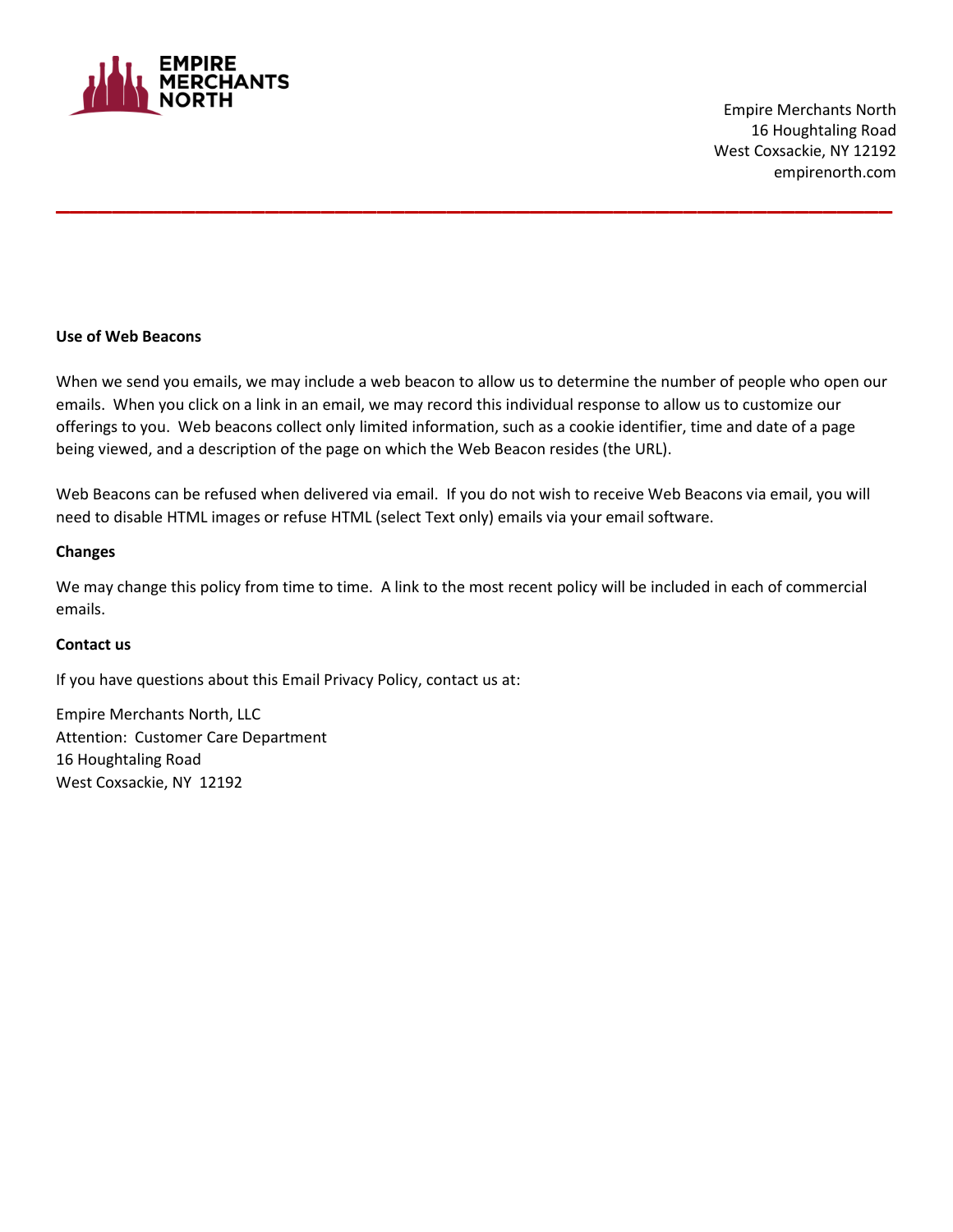Empire Merchants North
16 Houghtaling Road
West Coxsackie, NY 12192
empirenorth.com

**Use of Web Beacons**

When we send you emails, we may include a web beacon to allow us to determine the number of people who open our emails. When you click on a link in an email, we may record this individual response to allow us to customize our offerings to you. Web beacons collect only limited information, such as a cookie identifier, time and date of a page being viewed, and a description of the page on which the Web Beacon resides (the URL).

Web Beacons can be refused when delivered via email. If you do not wish to receive Web Beacons via email, you will need to disable HTML images or refuse HTML (select Text only) emails via your email software.

**Changes**

We may change this policy from time to time. A link to the most recent policy will be included in each of commercial emails.

**Contact us**

If you have questions about this Email Privacy Policy, contact us at:

Empire Merchants North, LLC
Attention: Customer Care Department
16 Houghtaling Road
West Coxsackie, NY 12192